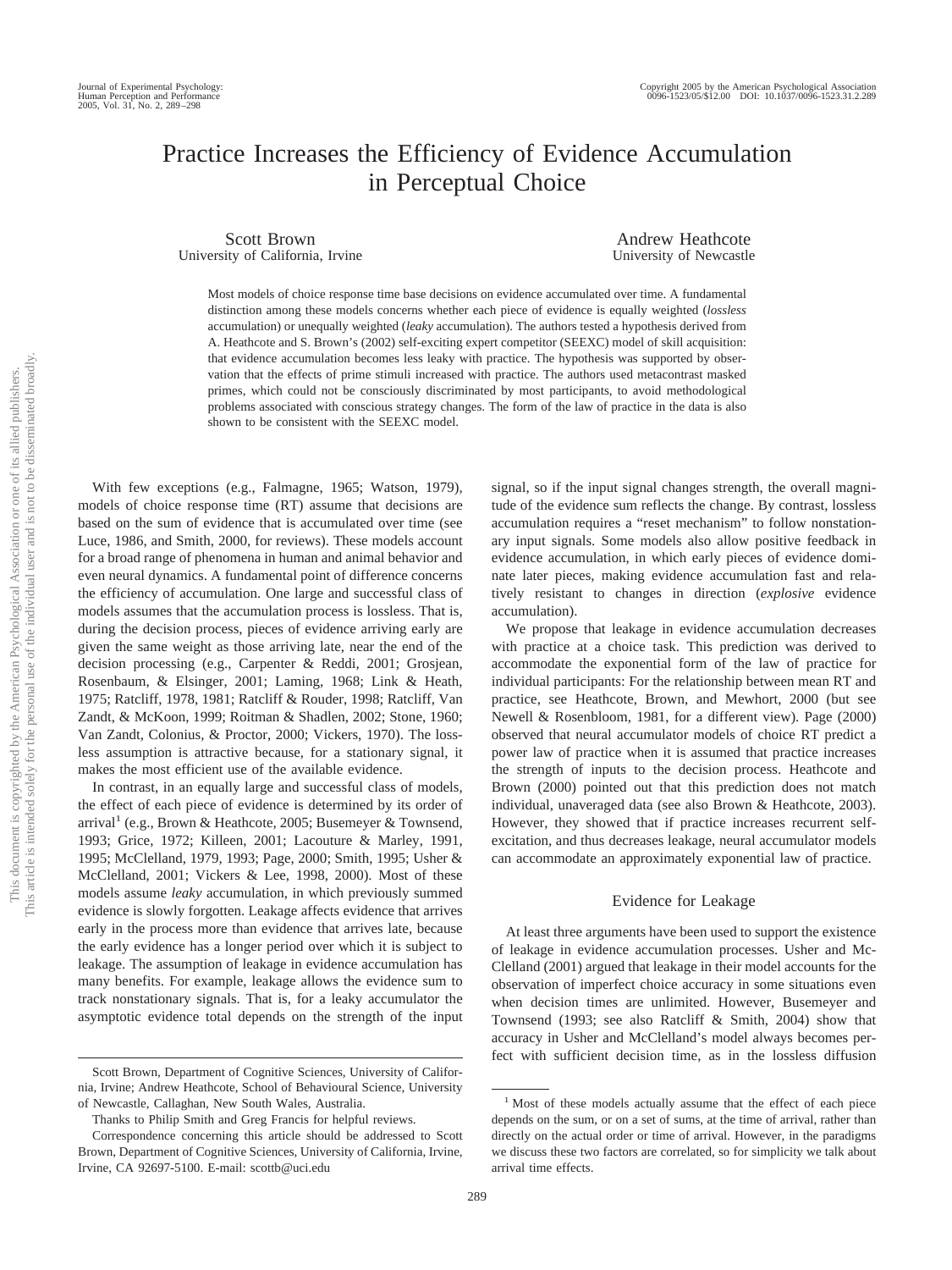# Practice Increases the Efficiency of Evidence Accumulation in Perceptual Choice

Scott Brown
University of California, Irvine

Andrew Heathcote
University of Newcastle

Most models of choice response time base decisions on evidence accumulated over time. A fundamental distinction among these models concerns whether each piece of evidence is equally weighted (*lossless* accumulation) or unequally weighted (*leaky* accumulation). The authors tested a hypothesis derived from A. Heathcote and S. Brown's (2002) self-exciting expert competitor (SEEXC) model of skill acquisition: that evidence accumulation becomes less leaky with practice. The hypothesis was supported by observation that the effects of prime stimuli increased with practice. The authors used metacontrast masked primes, which could not be consciously discriminated by most participants, to avoid methodological problems associated with conscious strategy changes. The form of the law of practice in the data is also shown to be consistent with the SEEXC model.

With few exceptions (e.g., Falmagne, 1965; Watson, 1979), models of choice response time (RT) assume that decisions are based on the sum of evidence that is accumulated over time (see Luce, 1986, and Smith, 2000, for reviews). These models account for a broad range of phenomena in human and animal behavior and even neural dynamics. A fundamental point of difference concerns the efficiency of accumulation. One large and successful class of models assumes that the accumulation process is lossless. That is, during the decision process, pieces of evidence arriving early are given the same weight as those arriving late, near the end of the decision processing (e.g., Carpenter & Reddi, 2001; Grosjean, Rosenbaum, & Elsinger, 2001; Laming, 1968; Link & Heath, 1975; Ratcliff, 1978, 1981; Ratcliff & Rouder, 1998; Ratcliff, Van Zandt, & McKoon, 1999; Roitman & Shadlen, 2002; Stone, 1960; Van Zandt, Colonius, & Proctor, 2000; Vickers, 1970). The lossless assumption is attractive because, for a stationary signal, it makes the most efficient use of the available evidence.

In contrast, in an equally large and successful class of models, the effect of each piece of evidence is determined by its order of arrival[1] (e.g., Brown & Heathcote, 2005; Busemeyer & Townsend, 1993; Grice, 1972; Killeen, 2001; Lacouture & Marley, 1991, 1995; McClelland, 1979, 1993; Page, 2000; Smith, 1995; Usher & McClelland, 2001; Vickers & Lee, 1998, 2000). Most of these models assume *leaky* accumulation, in which previously summed evidence is slowly forgotten. Leakage affects evidence that arrives early in the process more than evidence that arrives late, because the early evidence has a longer period over which it is subject to leakage. The assumption of leakage in evidence accumulation has many benefits. For example, leakage allows the evidence sum to track nonstationary signals. That is, for a leaky accumulator the asymptotic evidence total depends on the strength of the input signal, so if the input signal changes strength, the overall magnitude of the evidence sum reflects the change. By contrast, lossless accumulation requires a "reset mechanism" to follow nonstationary input signals. Some models also allow positive feedback in evidence accumulation, in which early pieces of evidence dominate later pieces, making evidence accumulation fast and relatively resistant to changes in direction (*explosive* evidence accumulation).

We propose that leakage in evidence accumulation decreases with practice at a choice task. This prediction was derived to accommodate the exponential form of the law of practice for individual participants: For the relationship between mean RT and practice, see Heathcote, Brown, and Mewhort, 2000 (but see Newell & Rosenbloom, 1981, for a different view). Page (2000) observed that neural accumulator models of choice RT predict a power law of practice when it is assumed that practice increases the strength of inputs to the decision process. Heathcote and Brown (2000) pointed out that this prediction does not match individual, unaveraged data (see also Brown & Heathcote, 2003). However, they showed that if practice increases recurrent self-excitation, and thus decreases leakage, neural accumulator models can accommodate an approximately exponential law of practice.

## Evidence for Leakage

At least three arguments have been used to support the existence of leakage in evidence accumulation processes. Usher and McClelland (2001) argued that leakage in their model accounts for the observation of imperfect choice accuracy in some situations even when decision times are unlimited. However, Busemeyer and Townsend (1993; see also Ratcliff & Smith, 2004) show that accuracy in Usher and McClelland's model always becomes perfect with sufficient decision time, as in the lossless diffusion

---

Scott Brown, Department of Cognitive Sciences, University of California, Irvine; Andrew Heathcote, School of Behavioural Science, University of Newcastle, Callaghan, New South Wales, Australia.

Thanks to Philip Smith and Greg Francis for helpful reviews.

Correspondence concerning this article should be addressed to Scott Brown, Department of Cognitive Sciences, University of California, Irvine, Irvine, CA 92697-5100. E-mail: scottb@uci.edu

[1] Most of these models actually assume that the effect of each piece depends on the sum, or on a set of sums, at the time of arrival, rather than directly on the actual order or time of arrival. However, in the paradigms we discuss these two factors are correlated, so for simplicity we talk about arrival time effects.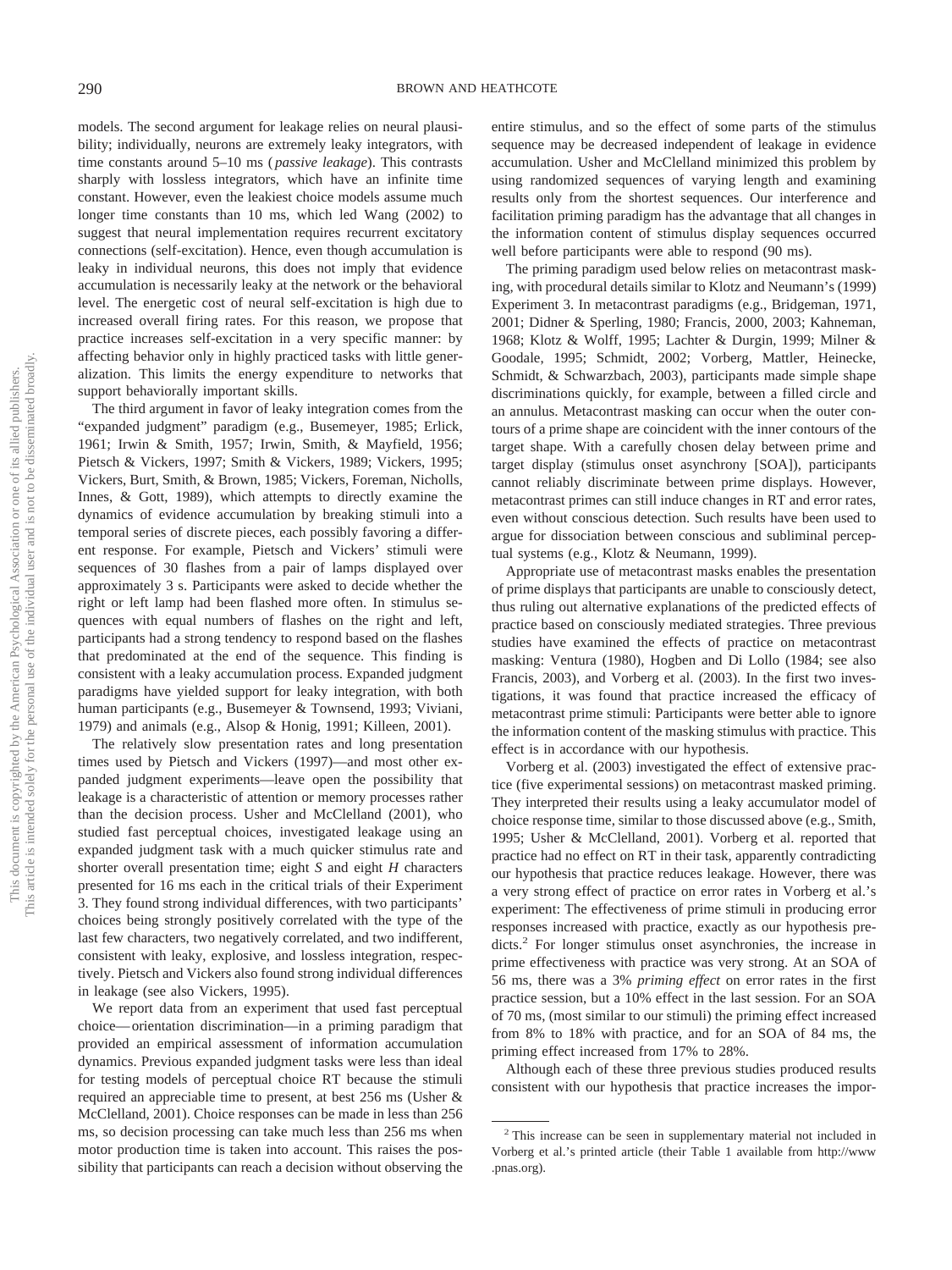models. The second argument for leakage relies on neural plausibility; individually, neurons are extremely leaky integrators, with time constants around 5–10 ms (*passive leakage*). This contrasts sharply with lossless integrators, which have an infinite time constant. However, even the leakiest choice models assume much longer time constants than 10 ms, which led Wang (2002) to suggest that neural implementation requires recurrent excitatory connections (self-excitation). Hence, even though accumulation is leaky in individual neurons, this does not imply that evidence accumulation is necessarily leaky at the network or the behavioral level. The energetic cost of neural self-excitation is high due to increased overall firing rates. For this reason, we propose that practice increases self-excitation in a very specific manner: by affecting behavior only in highly practiced tasks with little generalization. This limits the energy expenditure to networks that support behaviorally important skills.

The third argument in favor of leaky integration comes from the "expanded judgment" paradigm (e.g., Busemeyer, 1985; Erlick, 1961; Irwin & Smith, 1957; Irwin, Smith, & Mayfield, 1956; Pietsch & Vickers, 1997; Smith & Vickers, 1989; Vickers, 1995; Vickers, Burt, Smith, & Brown, 1985; Vickers, Foreman, Nicholls, Innes, & Gott, 1989), which attempts to directly examine the dynamics of evidence accumulation by breaking stimuli into a temporal series of discrete pieces, each possibly favoring a different response. For example, Pietsch and Vickers' stimuli were sequences of 30 flashes from a pair of lamps displayed over approximately 3 s. Participants were asked to decide whether the right or left lamp had been flashed more often. In stimulus sequences with equal numbers of flashes on the right and left, participants had a strong tendency to respond based on the flashes that predominated at the end of the sequence. This finding is consistent with a leaky accumulation process. Expanded judgment paradigms have yielded support for leaky integration, with both human participants (e.g., Busemeyer & Townsend, 1993; Viviani, 1979) and animals (e.g., Alsop & Honig, 1991; Killeen, 2001).

The relatively slow presentation rates and long presentation times used by Pietsch and Vickers (1997)—and most other expanded judgment experiments—leave open the possibility that leakage is a characteristic of attention or memory processes rather than the decision process. Usher and McClelland (2001), who studied fast perceptual choices, investigated leakage using an expanded judgment task with a much quicker stimulus rate and shorter overall presentation time; eight *S* and eight *H* characters presented for 16 ms each in the critical trials of their Experiment 3. They found strong individual differences, with two participants' choices being strongly positively correlated with the type of the last few characters, two negatively correlated, and two indifferent, consistent with leaky, explosive, and lossless integration, respectively. Pietsch and Vickers also found strong individual differences in leakage (see also Vickers, 1995).

We report data from an experiment that used fast perceptual choice—orientation discrimination—in a priming paradigm that provided an empirical assessment of information accumulation dynamics. Previous expanded judgment tasks were less than ideal for testing models of perceptual choice RT because the stimuli required an appreciable time to present, at best 256 ms (Usher & McClelland, 2001). Choice responses can be made in less than 256 ms, so decision processing can take much less than 256 ms when motor production time is taken into account. This raises the possibility that participants can reach a decision without observing the entire stimulus, and so the effect of some parts of the stimulus sequence may be decreased independent of leakage in evidence accumulation. Usher and McClelland minimized this problem by using randomized sequences of varying length and examining results only from the shortest sequences. Our interference and facilitation priming paradigm has the advantage that all changes in the information content of stimulus display sequences occurred well before participants were able to respond (90 ms).

The priming paradigm used below relies on metacontrast masking, with procedural details similar to Klotz and Neumann's (1999) Experiment 3. In metacontrast paradigms (e.g., Bridgeman, 1971, 2001; Didner & Sperling, 1980; Francis, 2000, 2003; Kahneman, 1968; Klotz & Wolff, 1995; Lachter & Durgin, 1999; Milner & Goodale, 1995; Schmidt, 2002; Vorberg, Mattler, Heinecke, Schmidt, & Schwarzbach, 2003), participants made simple shape discriminations quickly, for example, between a filled circle and an annulus. Metacontrast masking can occur when the outer contours of a prime shape are coincident with the inner contours of the target shape. With a carefully chosen delay between prime and target display (stimulus onset asynchrony [SOA]), participants cannot reliably discriminate between prime displays. However, metacontrast primes can still induce changes in RT and error rates, even without conscious detection. Such results have been used to argue for dissociation between conscious and subliminal perceptual systems (e.g., Klotz & Neumann, 1999).

Appropriate use of metacontrast masks enables the presentation of prime displays that participants are unable to consciously detect, thus ruling out alternative explanations of the predicted effects of practice based on consciously mediated strategies. Three previous studies have examined the effects of practice on metacontrast masking: Ventura (1980), Hogben and Di Lollo (1984; see also Francis, 2003), and Vorberg et al. (2003). In the first two investigations, it was found that practice increased the efficacy of metacontrast prime stimuli: Participants were better able to ignore the information content of the masking stimulus with practice. This effect is in accordance with our hypothesis.

Vorberg et al. (2003) investigated the effect of extensive practice (five experimental sessions) on metacontrast masked priming. They interpreted their results using a leaky accumulator model of choice response time, similar to those discussed above (e.g., Smith, 1995; Usher & McClelland, 2001). Vorberg et al. reported that practice had no effect on RT in their task, apparently contradicting our hypothesis that practice reduces leakage. However, there was a very strong effect of practice on error rates in Vorberg et al.'s experiment: The effectiveness of prime stimuli in producing error responses increased with practice, exactly as our hypothesis predicts.[2] For longer stimulus onset asynchronies, the increase in prime effectiveness with practice was very strong. At an SOA of 56 ms, there was a 3% *priming effect* on error rates in the first practice session, but a 10% effect in the last session. For an SOA of 70 ms, (most similar to our stimuli) the priming effect increased from 8% to 18% with practice, and for an SOA of 84 ms, the priming effect increased from 17% to 28%.

Although each of these three previous studies produced results consistent with our hypothesis that practice increases the impor-

[2] This increase can be seen in supplementary material not included in Vorberg et al.'s printed article (their Table 1 available from http://www.pnas.org).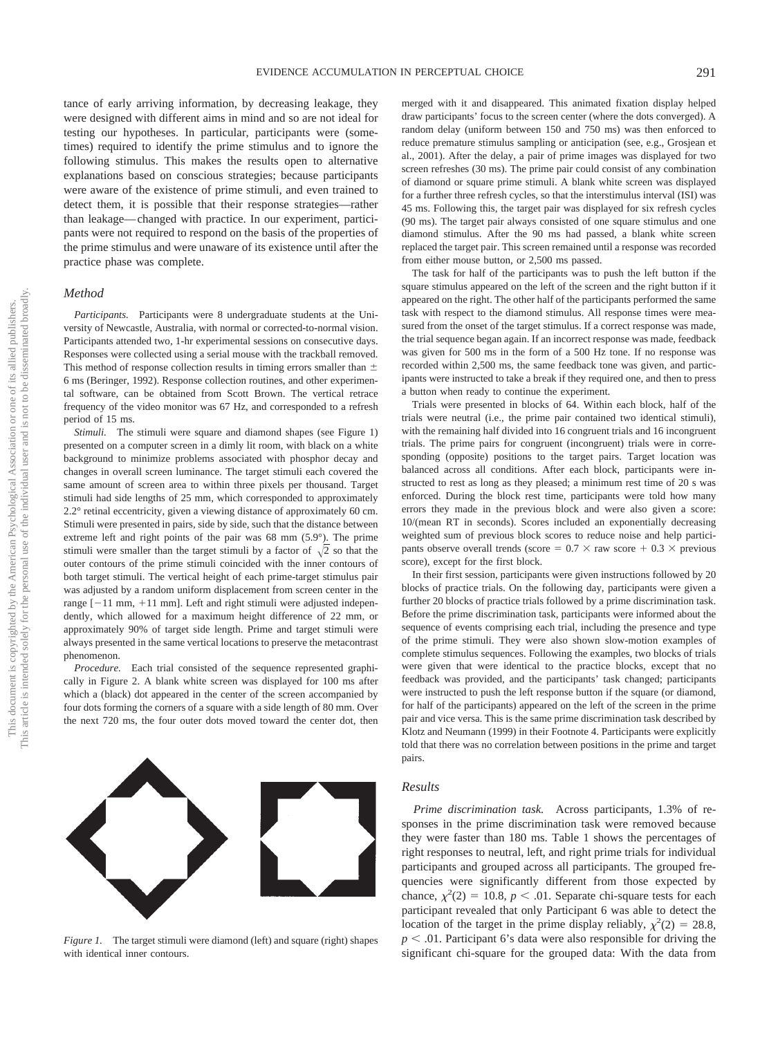tance of early arriving information, by decreasing leakage, they were designed with different aims in mind and so are not ideal for testing our hypotheses. In particular, participants were (sometimes) required to identify the prime stimulus and to ignore the following stimulus. This makes the results open to alternative explanations based on conscious strategies; because participants were aware of the existence of prime stimuli, and even trained to detect them, it is possible that their response strategies—rather than leakage—changed with practice. In our experiment, participants were not required to respond on the basis of the properties of the prime stimulus and were unaware of its existence until after the practice phase was complete.

## Method

*Participants.* Participants were 8 undergraduate students at the University of Newcastle, Australia, with normal or corrected-to-normal vision. Participants attended two, 1-hr experimental sessions on consecutive days. Responses were collected using a serial mouse with the trackball removed. This method of response collection results in timing errors smaller than ± 6 ms (Beringer, 1992). Response collection routines, and other experimental software, can be obtained from Scott Brown. The vertical retrace frequency of the video monitor was 67 Hz, and corresponded to a refresh period of 15 ms.

*Stimuli.* The stimuli were square and diamond shapes (see Figure 1) presented on a computer screen in a dimly lit room, with black on a white background to minimize problems associated with phosphor decay and changes in overall screen luminance. The target stimuli each covered the same amount of screen area to within three pixels per thousand. Target stimuli had side lengths of 25 mm, which corresponded to approximately 2.2° retinal eccentricity, given a viewing distance of approximately 60 cm. Stimuli were presented in pairs, side by side, such that the distance between extreme left and right points of the pair was 68 mm (5.9°). The prime stimuli were smaller than the target stimuli by a factor of $\sqrt{2}$ so that the outer contours of the prime stimuli coincided with the inner contours of both target stimuli. The vertical height of each prime-target stimulus pair was adjusted by a random uniform displacement from screen center in the range [−11 mm, +11 mm]. Left and right stimuli were adjusted independently, which allowed for a maximum height difference of 22 mm, or approximately 90% of target side length. Prime and target stimuli were always presented in the same vertical locations to preserve the metacontrast phenomenon.

*Procedure.* Each trial consisted of the sequence represented graphically in Figure 2. A blank white screen was displayed for 100 ms after which a (black) dot appeared in the center of the screen accompanied by four dots forming the corners of a square with a side length of 80 mm. Over the next 720 ms, the four outer dots moved toward the center dot, then merged with it and disappeared. This animated fixation display helped draw participants' focus to the screen center (where the dots converged). A random delay (uniform between 150 and 750 ms) was then enforced to reduce premature stimulus sampling or anticipation (see, e.g., Grosjean et al., 2001). After the delay, a pair of prime images was displayed for two screen refreshes (30 ms). The prime pair could consist of any combination of diamond or square prime stimuli. A blank white screen was displayed for a further three refresh cycles, so that the interstimulus interval (ISI) was 45 ms. Following this, the target pair was displayed for six refresh cycles (90 ms). The target pair always consisted of one square stimulus and one diamond stimulus. After the 90 ms had passed, a blank white screen replaced the target pair. This screen remained until a response was recorded from either mouse button, or 2,500 ms passed.

The task for half of the participants was to push the left button if the square stimulus appeared on the left of the screen and the right button if it appeared on the right. The other half of the participants performed the same task with respect to the diamond stimulus. All response times were measured from the onset of the target stimulus. If a correct response was made, the trial sequence began again. If an incorrect response was made, feedback was given for 500 ms in the form of a 500 Hz tone. If no response was recorded within 2,500 ms, the same feedback tone was given, and participants were instructed to take a break if they required one, and then to press a button when ready to continue the experiment.

Trials were presented in blocks of 64. Within each block, half of the trials were neutral (i.e., the prime pair contained two identical stimuli), with the remaining half divided into 16 congruent trials and 16 incongruent trials. The prime pairs for congruent (incongruent) trials were in corresponding (opposite) positions to the target pairs. Target location was balanced across all conditions. After each block, participants were instructed to rest as long as they pleased; a minimum rest time of 20 s was enforced. During the block rest time, participants were told how many errors they made in the previous block and were also given a score: 10/(mean RT in seconds). Scores included an exponentially decreasing weighted sum of previous block scores to reduce noise and help participants observe overall trends (score = 0.7 × raw score + 0.3 × previous score), except for the first block.

In their first session, participants were given instructions followed by 20 blocks of practice trials. On the following day, participants were given a further 20 blocks of practice trials followed by a prime discrimination task. Before the prime discrimination task, participants were informed about the sequence of events comprising each trial, including the presence and type of the prime stimuli. They were also shown slow-motion examples of complete stimulus sequences. Following the examples, two blocks of trials were given that were identical to the practice blocks, except that no feedback was provided, and the participants' task changed; participants were instructed to push the left response button if the square (or diamond, for half of the participants) appeared on the left of the screen in the prime pair and vice versa. This is the same prime discrimination task described by Klotz and Neumann (1999) in their Footnote 4. Participants were explicitly told that there was no correlation between positions in the prime and target pairs.

*Figure 1.* The target stimuli were diamond (left) and square (right) shapes with identical inner contours.

## Results

*Prime discrimination task.* Across participants, 1.3% of responses in the prime discrimination task were removed because they were faster than 180 ms. Table 1 shows the percentages of right responses to neutral, left, and right prime trials for individual participants and grouped across all participants. The grouped frequencies were significantly different from those expected by chance, $\chi^2(2) = 10.8$, $p < .01$. Separate chi-square tests for each participant revealed that only Participant 6 was able to detect the location of the target in the prime display reliably, $\chi^2(2) = 28.8$, $p < .01$. Participant 6's data were also responsible for driving the significant chi-square for the grouped data: With the data from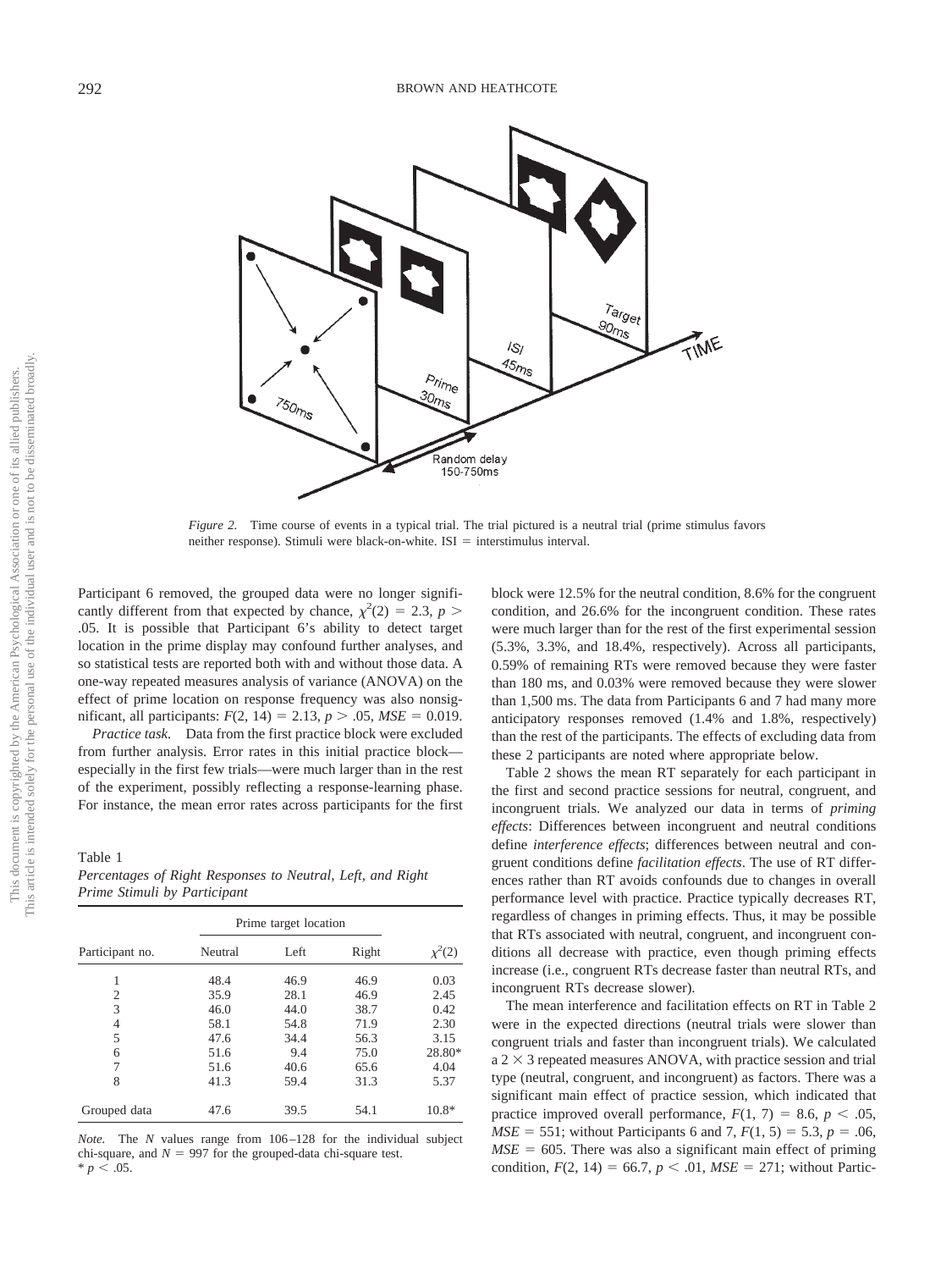*Figure 2.* Time course of events in a typical trial. The trial pictured is a neutral trial (prime stimulus favors neither response). Stimuli were black-on-white. ISI = interstimulus interval.

Participant 6 removed, the grouped data were no longer significantly different from that expected by chance, $\chi^2(2) = 2.3$, $p > .05$. It is possible that Participant 6's ability to detect target location in the prime display may confound further analyses, and so statistical tests are reported both with and without those data. A one-way repeated measures analysis of variance (ANOVA) on the effect of prime location on response frequency was also nonsignificant, all participants: $F(2, 14) = 2.13$, $p > .05$, $MSE = 0.019$.

*Practice task.* Data from the first practice block were excluded from further analysis. Error rates in this initial practice block—especially in the first few trials—were much larger than in the rest of the experiment, possibly reflecting a response-learning phase. For instance, the mean error rates across participants for the first block were 12.5% for the neutral condition, 8.6% for the congruent condition, and 26.6% for the incongruent condition. These rates were much larger than for the rest of the first experimental session (5.3%, 3.3%, and 18.4%, respectively). Across all participants, 0.59% of remaining RTs were removed because they were faster than 180 ms, and 0.03% were removed because they were slower than 1,500 ms. The data from Participants 6 and 7 had many more anticipatory responses removed (1.4% and 1.8%, respectively) than the rest of the participants. The effects of excluding data from these 2 participants are noted where appropriate below.

Table 1
*Percentages of Right Responses to Neutral, Left, and Right Prime Stimuli by Participant*

| Participant no. | Prime target location | | | |
|---|---|---|---|---|
| | Neutral | Left | Right | $\chi^2(2)$ |
| 1 | 48.4 | 46.9 | 46.9 | 0.03 |
| 2 | 35.9 | 28.1 | 46.9 | 2.45 |
| 3 | 46.0 | 44.0 | 38.7 | 0.42 |
| 4 | 58.1 | 54.8 | 71.9 | 2.30 |
| 5 | 47.6 | 34.4 | 56.3 | 3.15 |
| 6 | 51.6 | 9.4 | 75.0 | 28.80* |
| 7 | 51.6 | 40.6 | 65.6 | 4.04 |
| 8 | 41.3 | 59.4 | 31.3 | 5.37 |
| Grouped data | 47.6 | 39.5 | 54.1 | 10.8* |

*Note.* The *N* values range from 106–128 for the individual subject chi-square, and $N = 997$ for the grouped-data chi-square test.
* $p < .05$.

Table 2 shows the mean RT separately for each participant in the first and second practice sessions for neutral, congruent, and incongruent trials. We analyzed our data in terms of *priming effects*: Differences between incongruent and neutral conditions define *interference effects*; differences between neutral and congruent conditions define *facilitation effects*. The use of RT differences rather than RT avoids confounds due to changes in overall performance level with practice. Practice typically decreases RT, regardless of changes in priming effects. Thus, it may be possible that RTs associated with neutral, congruent, and incongruent conditions all decrease with practice, even though priming effects increase (i.e., congruent RTs decrease faster than neutral RTs, and incongruent RTs decrease slower).

The mean interference and facilitation effects on RT in Table 2 were in the expected directions (neutral trials were slower than congruent trials and faster than incongruent trials). We calculated a 2 × 3 repeated measures ANOVA, with practice session and trial type (neutral, congruent, and incongruent) as factors. There was a significant main effect of practice session, which indicated that practice improved overall performance, $F(1, 7) = 8.6$, $p < .05$, $MSE = 551$; without Participants 6 and 7, $F(1, 5) = 5.3$, $p = .06$, $MSE = 605$. There was also a significant main effect of priming condition, $F(2, 14) = 66.7$, $p < .01$, $MSE = 271$; without Partic-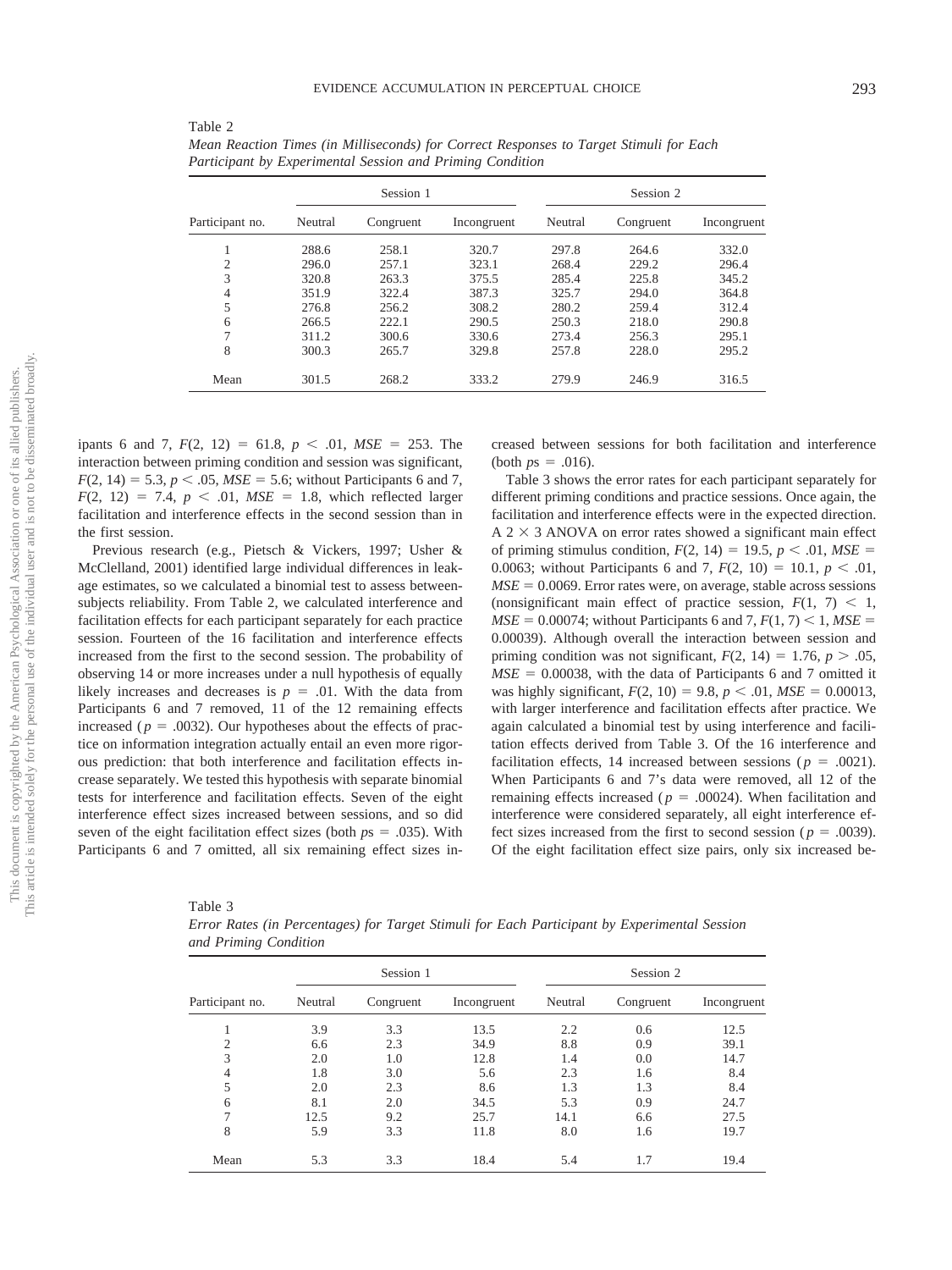Table 2

*Mean Reaction Times (in Milliseconds) for Correct Responses to Target Stimuli for Each Participant by Experimental Session and Priming Condition*

| | Session 1 | | | Session 2 | | |
|---|---|---|---|---|---|---|
| Participant no. | Neutral | Congruent | Incongruent | Neutral | Congruent | Incongruent |
| 1 | 288.6 | 258.1 | 320.7 | 297.8 | 264.6 | 332.0 |
| 2 | 296.0 | 257.1 | 323.1 | 268.4 | 229.2 | 296.4 |
| 3 | 320.8 | 263.3 | 375.5 | 285.4 | 225.8 | 345.2 |
| 4 | 351.9 | 322.4 | 387.3 | 325.7 | 294.0 | 364.8 |
| 5 | 276.8 | 256.2 | 308.2 | 280.2 | 259.4 | 312.4 |
| 6 | 266.5 | 222.1 | 290.5 | 250.3 | 218.0 | 290.8 |
| 7 | 311.2 | 300.6 | 330.6 | 273.4 | 256.3 | 295.1 |
| 8 | 300.3 | 265.7 | 329.8 | 257.8 | 228.0 | 295.2 |
| Mean | 301.5 | 268.2 | 333.2 | 279.9 | 246.9 | 316.5 |

ipants 6 and 7, $F(2, 12) = 61.8$, $p < .01$, $MSE = 253$. The interaction between priming condition and session was significant, $F(2, 14) = 5.3$, $p < .05$, $MSE = 5.6$; without Participants 6 and 7, $F(2, 12) = 7.4$, $p < .01$, $MSE = 1.8$, which reflected larger facilitation and interference effects in the second session than in the first session.

Previous research (e.g., Pietsch & Vickers, 1997; Usher & McClelland, 2001) identified large individual differences in leakage estimates, so we calculated a binomial test to assess between-subjects reliability. From Table 2, we calculated interference and facilitation effects for each participant separately for each practice session. Fourteen of the 16 facilitation and interference effects increased from the first to the second session. The probability of observing 14 or more increases under a null hypothesis of equally likely increases and decreases is $p = .01$. With the data from Participants 6 and 7 removed, 11 of the 12 remaining effects increased ($p = .0032$). Our hypotheses about the effects of practice on information integration actually entail an even more rigorous prediction: that both interference and facilitation effects increase separately. We tested this hypothesis with separate binomial tests for interference and facilitation effects. Seven of the eight interference effect sizes increased between sessions, and so did seven of the eight facilitation effect sizes (both $p$s $= .035$). With Participants 6 and 7 omitted, all six remaining effect sizes increased between sessions for both facilitation and interference (both $p$s $= .016$).

Table 3 shows the error rates for each participant separately for different priming conditions and practice sessions. Once again, the facilitation and interference effects were in the expected direction. A 2 × 3 ANOVA on error rates showed a significant main effect of priming stimulus condition, $F(2, 14) = 19.5$, $p < .01$, $MSE = 0.0063$; without Participants 6 and 7, $F(2, 10) = 10.1$, $p < .01$, $MSE = 0.0069$. Error rates were, on average, stable across sessions (nonsignificant main effect of practice session, $F(1, 7) < 1$, $MSE = 0.00074$; without Participants 6 and 7, $F(1, 7) < 1$, $MSE = 0.00039$). Although overall the interaction between session and priming condition was not significant, $F(2, 14) = 1.76$, $p > .05$, $MSE = 0.00038$, with the data of Participants 6 and 7 omitted it was highly significant, $F(2, 10) = 9.8$, $p < .01$, $MSE = 0.00013$, with larger interference and facilitation effects after practice. We again calculated a binomial test by using interference and facilitation effects derived from Table 3. Of the 16 interference and facilitation effects, 14 increased between sessions ($p = .0021$). When Participants 6 and 7's data were removed, all 12 of the remaining effects increased ($p = .00024$). When facilitation and interference were considered separately, all eight interference effect sizes increased from the first to second session ($p = .0039$). Of the eight facilitation effect size pairs, only six increased be-

Table 3

*Error Rates (in Percentages) for Target Stimuli for Each Participant by Experimental Session and Priming Condition*

| | Session 1 | | | Session 2 | | |
|---|---|---|---|---|---|---|
| Participant no. | Neutral | Congruent | Incongruent | Neutral | Congruent | Incongruent |
| 1 | 3.9 | 3.3 | 13.5 | 2.2 | 0.6 | 12.5 |
| 2 | 6.6 | 2.3 | 34.9 | 8.8 | 0.9 | 39.1 |
| 3 | 2.0 | 1.0 | 12.8 | 1.4 | 0.0 | 14.7 |
| 4 | 1.8 | 3.0 | 5.6 | 2.3 | 1.6 | 8.4 |
| 5 | 2.0 | 2.3 | 8.6 | 1.3 | 1.3 | 8.4 |
| 6 | 8.1 | 2.0 | 34.5 | 5.3 | 0.9 | 24.7 |
| 7 | 12.5 | 9.2 | 25.7 | 14.1 | 6.6 | 27.5 |
| 8 | 5.9 | 3.3 | 11.8 | 8.0 | 1.6 | 19.7 |
| Mean | 5.3 | 3.3 | 18.4 | 5.4 | 1.7 | 19.4 |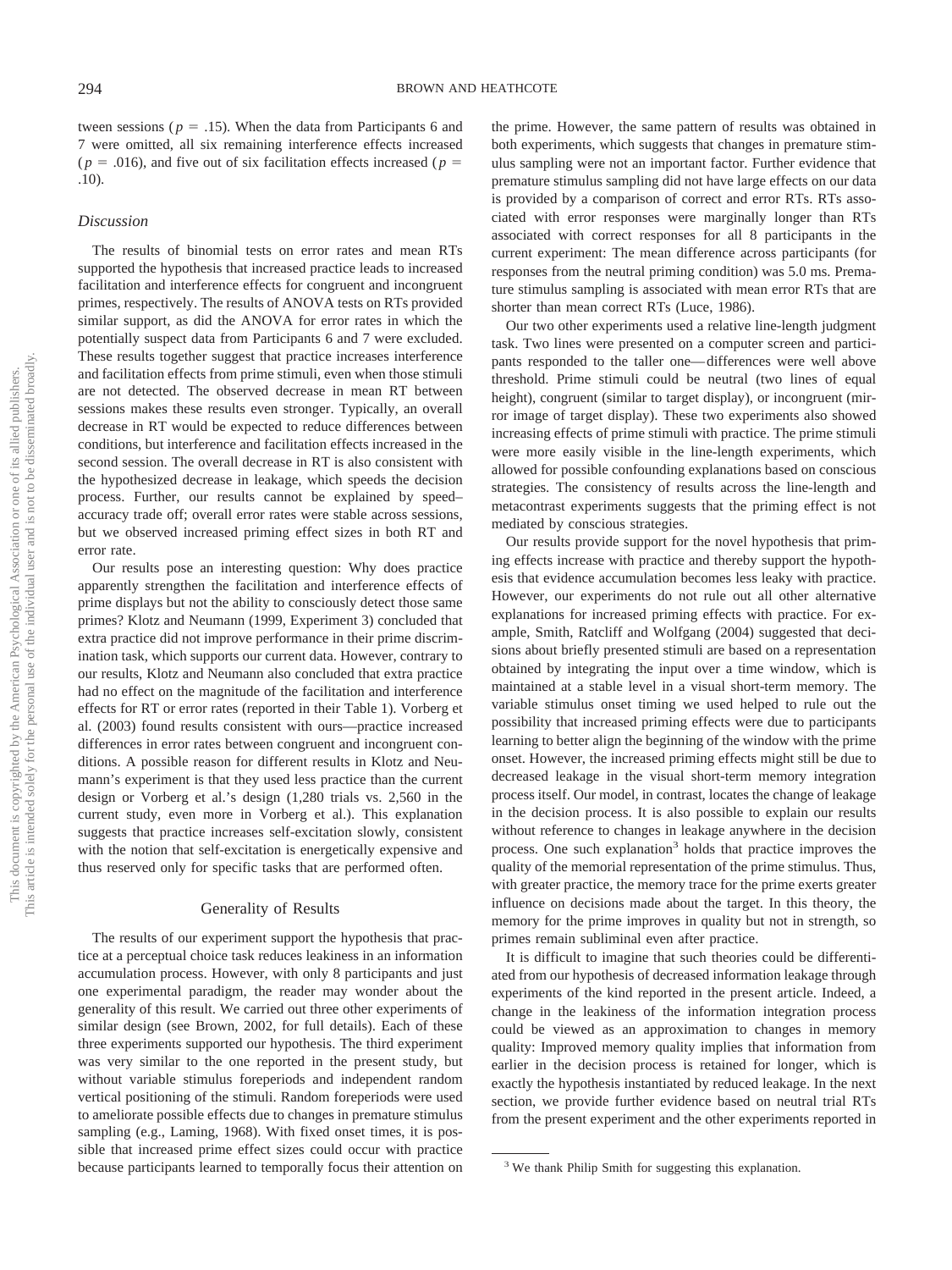tween sessions ($p = .15$). When the data from Participants 6 and 7 were omitted, all six remaining interference effects increased ($p = .016$), and five out of six facilitation effects increased ($p = .10$).

### *Discussion*

The results of binomial tests on error rates and mean RTs supported the hypothesis that increased practice leads to increased facilitation and interference effects for congruent and incongruent primes, respectively. The results of ANOVA tests on RTs provided similar support, as did the ANOVA for error rates in which the potentially suspect data from Participants 6 and 7 were excluded. These results together suggest that practice increases interference and facilitation effects from prime stimuli, even when those stimuli are not detected. The observed decrease in mean RT between sessions makes these results even stronger. Typically, an overall decrease in RT would be expected to reduce differences between conditions, but interference and facilitation effects increased in the second session. The overall decrease in RT is also consistent with the hypothesized decrease in leakage, which speeds the decision process. Further, our results cannot be explained by speed–accuracy trade off; overall error rates were stable across sessions, but we observed increased priming effect sizes in both RT and error rate.

Our results pose an interesting question: Why does practice apparently strengthen the facilitation and interference effects of prime displays but not the ability to consciously detect those same primes? Klotz and Neumann (1999, Experiment 3) concluded that extra practice did not improve performance in their prime discrimination task, which supports our current data. However, contrary to our results, Klotz and Neumann also concluded that extra practice had no effect on the magnitude of the facilitation and interference effects for RT or error rates (reported in their Table 1). Vorberg et al. (2003) found results consistent with ours—practice increased differences in error rates between congruent and incongruent conditions. A possible reason for different results in Klotz and Neumann's experiment is that they used less practice than the current design or Vorberg et al.'s design (1,280 trials vs. 2,560 in the current study, even more in Vorberg et al.). This explanation suggests that practice increases self-excitation slowly, consistent with the notion that self-excitation is energetically expensive and thus reserved only for specific tasks that are performed often.

## Generality of Results

The results of our experiment support the hypothesis that practice at a perceptual choice task reduces leakiness in an information accumulation process. However, with only 8 participants and just one experimental paradigm, the reader may wonder about the generality of this result. We carried out three other experiments of similar design (see Brown, 2002, for full details). Each of these three experiments supported our hypothesis. The third experiment was very similar to the one reported in the present study, but without variable stimulus foreperiods and independent random vertical positioning of the stimuli. Random foreperiods were used to ameliorate possible effects due to changes in premature stimulus sampling (e.g., Laming, 1968). With fixed onset times, it is possible that increased prime effect sizes could occur with practice because participants learned to temporally focus their attention on the prime. However, the same pattern of results was obtained in both experiments, which suggests that changes in premature stimulus sampling were not an important factor. Further evidence that premature stimulus sampling did not have large effects on our data is provided by a comparison of correct and error RTs. RTs associated with error responses were marginally longer than RTs associated with correct responses for all 8 participants in the current experiment: The mean difference across participants (for responses from the neutral priming condition) was 5.0 ms. Premature stimulus sampling is associated with mean error RTs that are shorter than mean correct RTs (Luce, 1986).

Our two other experiments used a relative line-length judgment task. Two lines were presented on a computer screen and participants responded to the taller one—differences were well above threshold. Prime stimuli could be neutral (two lines of equal height), congruent (similar to target display), or incongruent (mirror image of target display). These two experiments also showed increasing effects of prime stimuli with practice. The prime stimuli were more easily visible in the line-length experiments, which allowed for possible confounding explanations based on conscious strategies. The consistency of results across the line-length and metacontrast experiments suggests that the priming effect is not mediated by conscious strategies.

Our results provide support for the novel hypothesis that priming effects increase with practice and thereby support the hypothesis that evidence accumulation becomes less leaky with practice. However, our experiments do not rule out all other alternative explanations for increased priming effects with practice. For example, Smith, Ratcliff and Wolfgang (2004) suggested that decisions about briefly presented stimuli are based on a representation obtained by integrating the input over a time window, which is maintained at a stable level in a visual short-term memory. The variable stimulus onset timing we used helped to rule out the possibility that increased priming effects were due to participants learning to better align the beginning of the window with the prime onset. However, the increased priming effects might still be due to decreased leakage in the visual short-term memory integration process itself. Our model, in contrast, locates the change of leakage in the decision process. It is also possible to explain our results without reference to changes in leakage anywhere in the decision process. One such explanation[3] holds that practice improves the quality of the memorial representation of the prime stimulus. Thus, with greater practice, the memory trace for the prime exerts greater influence on decisions made about the target. In this theory, the memory for the prime improves in quality but not in strength, so primes remain subliminal even after practice.

It is difficult to imagine that such theories could be differentiated from our hypothesis of decreased information leakage through experiments of the kind reported in the present article. Indeed, a change in the leakiness of the information integration process could be viewed as an approximation to changes in memory quality: Improved memory quality implies that information from earlier in the decision process is retained for longer, which is exactly the hypothesis instantiated by reduced leakage. In the next section, we provide further evidence based on neutral trial RTs from the present experiment and the other experiments reported in

[3] We thank Philip Smith for suggesting this explanation.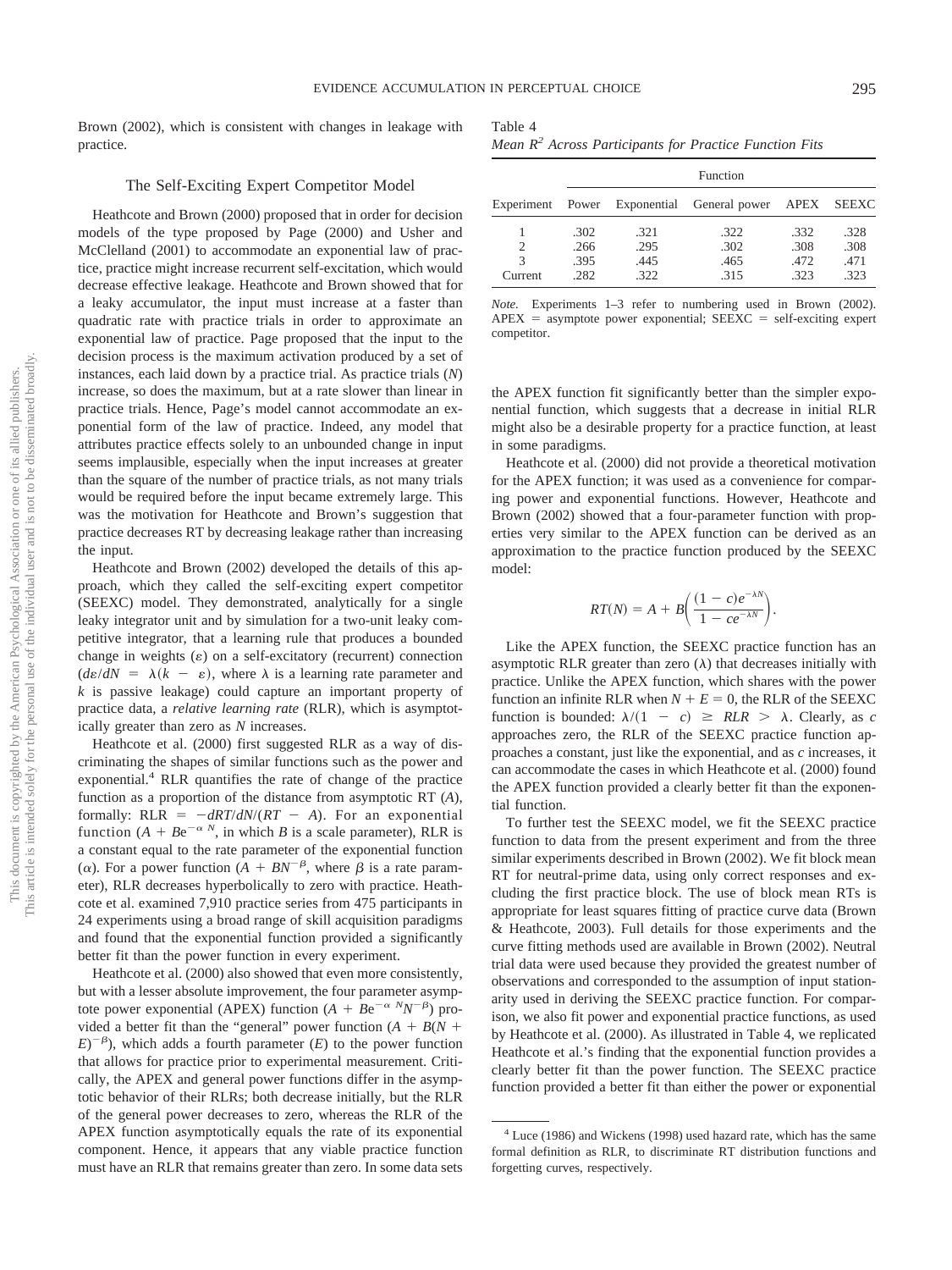Brown (2002), which is consistent with changes in leakage with practice.

## The Self-Exciting Expert Competitor Model

Heathcote and Brown (2000) proposed that in order for decision models of the type proposed by Page (2000) and Usher and McClelland (2001) to accommodate an exponential law of practice, practice might increase recurrent self-excitation, which would decrease effective leakage. Heathcote and Brown showed that for a leaky accumulator, the input must increase at a faster than quadratic rate with practice trials in order to approximate an exponential law of practice. Page proposed that the input to the decision process is the maximum activation produced by a set of instances, each laid down by a practice trial. As practice trials ($N$) increase, so does the maximum, but at a rate slower than linear in practice trials. Hence, Page's model cannot accommodate an exponential form of the law of practice. Indeed, any model that attributes practice effects solely to an unbounded change in input seems implausible, especially when the input increases at greater than the square of the number of practice trials, as not many trials would be required before the input became extremely large. This was the motivation for Heathcote and Brown's suggestion that practice decreases RT by decreasing leakage rather than increasing the input.

Heathcote and Brown (2002) developed the details of this approach, which they called the self-exciting expert competitor (SEEXC) model. They demonstrated, analytically for a single leaky integrator unit and by simulation for a two-unit leaky competitive integrator, that a learning rule that produces a bounded change in weights ($\varepsilon$) on a self-excitatory (recurrent) connection ($d\varepsilon/dN = \lambda(k - \varepsilon)$, where $\lambda$ is a learning rate parameter and $k$ is passive leakage) could capture an important property of practice data, a *relative learning rate* (RLR), which is asymptotically greater than zero as $N$ increases.

Heathcote et al. (2000) first suggested RLR as a way of discriminating the shapes of similar functions such as the power and exponential.[4] RLR quantifies the rate of change of the practice function as a proportion of the distance from asymptotic RT ($A$), formally: $\text{RLR} = -dRT/dN/(RT - A)$. For an exponential function ($A + Be^{-\alpha N}$, in which $B$ is a scale parameter), RLR is a constant equal to the rate parameter of the exponential function ($\alpha$). For a power function ($A + BN^{-\beta}$, where $\beta$ is a rate parameter), RLR decreases hyperbolically to zero with practice. Heathcote et al. examined 7,910 practice series from 475 participants in 24 experiments using a broad range of skill acquisition paradigms and found that the exponential function provided a significantly better fit than the power function in every experiment.

Heathcote et al. (2000) also showed that even more consistently, but with a lesser absolute improvement, the four parameter asymptote power exponential (APEX) function ($A + Be^{-\alpha N}N^{-\beta}$) provided a better fit than the "general" power function ($A + B(N + E)^{-\beta}$), which adds a fourth parameter ($E$) to the power function that allows for practice prior to experimental measurement. Critically, the APEX and general power functions differ in the asymptotic behavior of their RLRs; both decrease initially, but the RLR of the general power decreases to zero, whereas the RLR of the APEX function asymptotically equals the rate of its exponential component. Hence, it appears that any viable practice function must have an RLR that remains greater than zero. In some data sets the APEX function fit significantly better than the simpler exponential function, which suggests that a decrease in initial RLR might also be a desirable property for a practice function, at least in some paradigms.

Heathcote et al. (2000) did not provide a theoretical motivation for the APEX function; it was used as a convenience for comparing power and exponential functions. However, Heathcote and Brown (2002) showed that a four-parameter function with properties very similar to the APEX function can be derived as an approximation to the practice function produced by the SEEXC model:

$$RT(N) = A + B\left(\frac{(1 - c)e^{-\lambda N}}{1 - ce^{-\lambda N}}\right).$$

Like the APEX function, the SEEXC practice function has an asymptotic RLR greater than zero ($\lambda$) that decreases initially with practice. Unlike the APEX function, which shares with the power function an infinite RLR when $N + E = 0$, the RLR of the SEEXC function is bounded: $\lambda/(1 - c) \geq RLR > \lambda$. Clearly, as $c$ approaches zero, the RLR of the SEEXC practice function approaches a constant, just like the exponential, and as $c$ increases, it can accommodate the cases in which Heathcote et al. (2000) found the APEX function provided a clearly better fit than the exponential function.

To further test the SEEXC model, we fit the SEEXC practice function to data from the present experiment and from the three similar experiments described in Brown (2002). We fit block mean RT for neutral-prime data, using only correct responses and excluding the first practice block. The use of block mean RTs is appropriate for least squares fitting of practice curve data (Brown & Heathcote, 2003). Full details for those experiments and the curve fitting methods used are available in Brown (2002). Neutral trial data were used because they provided the greatest number of observations and corresponded to the assumption of input stationarity used in deriving the SEEXC practice function. For comparison, we also fit power and exponential practice functions, as used by Heathcote et al. (2000). As illustrated in Table 4, we replicated Heathcote et al.'s finding that the exponential function provides a clearly better fit than the power function. The SEEXC practice function provided a better fit than either the power or exponential

Table 4
*Mean $R^2$ Across Participants for Practice Function Fits*

| Experiment | Function | | | | |
|---|---|---|---|---|---|
| | Power | Exponential | General power | APEX | SEEXC |
| 1 | .302 | .321 | .322 | .332 | .328 |
| 2 | .266 | .295 | .302 | .308 | .308 |
| 3 | .395 | .445 | .465 | .472 | .471 |
| Current | .282 | .322 | .315 | .323 | .323 |

*Note.* Experiments 1–3 refer to numbering used in Brown (2002). APEX = asymptote power exponential; SEEXC = self-exciting expert competitor.

[4] Luce (1986) and Wickens (1998) used hazard rate, which has the same formal definition as RLR, to discriminate RT distribution functions and forgetting curves, respectively.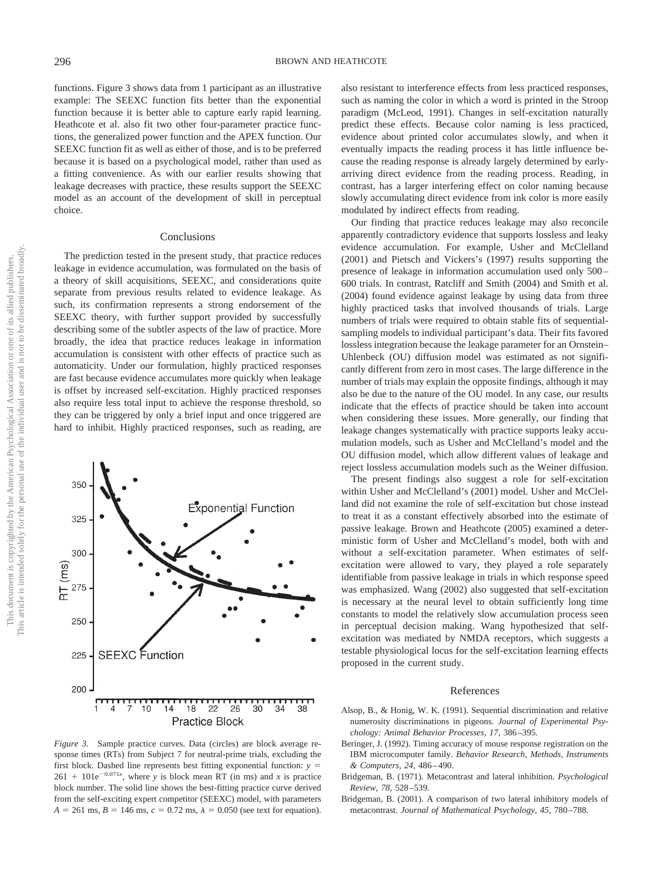functions. Figure 3 shows data from 1 participant as an illustrative example: The SEEXC function fits better than the exponential function because it is better able to capture early rapid learning. Heathcote et al. also fit two other four-parameter practice functions, the generalized power function and the APEX function. Our SEEXC function fit as well as either of those, and is to be preferred because it is based on a psychological model, rather than used as a fitting convenience. As with our earlier results showing that leakage decreases with practice, these results support the SEEXC model as an account of the development of skill in perceptual choice.

## Conclusions

The prediction tested in the present study, that practice reduces leakage in evidence accumulation, was formulated on the basis of a theory of skill acquisitions, SEEXC, and considerations quite separate from previous results related to evidence leakage. As such, its confirmation represents a strong endorsement of the SEEXC theory, with further support provided by successfully describing some of the subtler aspects of the law of practice. More broadly, the idea that practice reduces leakage in information accumulation is consistent with other effects of practice such as automaticity. Under our formulation, highly practiced responses are fast because evidence accumulates more quickly when leakage is offset by increased self-excitation. Highly practiced responses also require less total input to achieve the response threshold, so they can be triggered by only a brief input and once triggered are hard to inhibit. Highly practiced responses, such as reading, are also resistant to interference effects from less practiced responses, such as naming the color in which a word is printed in the Stroop paradigm (McLeod, 1991). Changes in self-excitation naturally predict these effects. Because color naming is less practiced, evidence about printed color accumulates slowly, and when it eventually impacts the reading process it has little influence because the reading response is already largely determined by early-arriving direct evidence from the reading process. Reading, in contrast, has a larger interfering effect on color naming because slowly accumulating direct evidence from ink color is more easily modulated by indirect effects from reading.

Our finding that practice reduces leakage may also reconcile apparently contradictory evidence that supports lossless and leaky evidence accumulation. For example, Usher and McClelland (2001) and Pietsch and Vickers's (1997) results supporting the presence of leakage in information accumulation used only 500–600 trials. In contrast, Ratcliff and Smith (2004) and Smith et al. (2004) found evidence against leakage by using data from three highly practiced tasks that involved thousands of trials. Large numbers of trials were required to obtain stable fits of sequential-sampling models to individual participant's data. Their fits favored lossless integration because the leakage parameter for an Ornstein–Uhlenbeck (OU) diffusion model was estimated as not significantly different from zero in most cases. The large difference in the number of trials may explain the opposite findings, although it may also be due to the nature of the OU model. In any case, our results indicate that the effects of practice should be taken into account when considering these issues. More generally, our finding that leakage changes systematically with practice supports leaky accumulation models, such as Usher and McClelland's model and the OU diffusion model, which allow different values of leakage and reject lossless accumulation models such as the Weiner diffusion.

The present findings also suggest a role for self-excitation within Usher and McClelland's (2001) model. Usher and McClelland did not examine the role of self-excitation but chose instead to treat it as a constant effectively absorbed into the estimate of passive leakage. Brown and Heathcote (2005) examined a deterministic form of Usher and McClelland's model, both with and without a self-excitation parameter. When estimates of self-excitation were allowed to vary, they played a role separately identifiable from passive leakage in trials in which response speed was emphasized. Wang (2002) also suggested that self-excitation is necessary at the neural level to obtain sufficiently long time constants to model the relatively slow accumulation process seen in perceptual decision making. Wang hypothesized that self-excitation was mediated by NMDA receptors, which suggests a testable physiological locus for the self-excitation learning effects proposed in the current study.

*Figure 3.* Sample practice curves. Data (circles) are block average response times (RTs) from Subject 7 for neutral-prime trials, excluding the first block. Dashed line represents best fitting exponential function: $y = 261 + 101e^{-0.071x}$, where $y$ is block mean RT (in ms) and $x$ is practice block number. The solid line shows the best-fitting practice curve derived from the self-exciting expert competitor (SEEXC) model, with parameters $A = 261$ ms, $B = 146$ ms, $c = 0.72$ ms, $\lambda = 0.050$ (see text for equation).

## References

Alsop, B., & Honig, W. K. (1991). Sequential discrimination and relative numerosity discriminations in pigeons. *Journal of Experimental Psychology: Animal Behavior Processes, 17,* 386–395.

Beringer, J. (1992). Timing accuracy of mouse response registration on the IBM microcomputer family. *Behavior Research, Methods, Instruments & Computers, 24,* 486–490.

Bridgeman, B. (1971). Metacontrast and lateral inhibition. *Psychological Review, 78,* 528–539.

Bridgeman, B. (2001). A comparison of two lateral inhibitory models of metacontrast. *Journal of Mathematical Psychology, 45,* 780–788.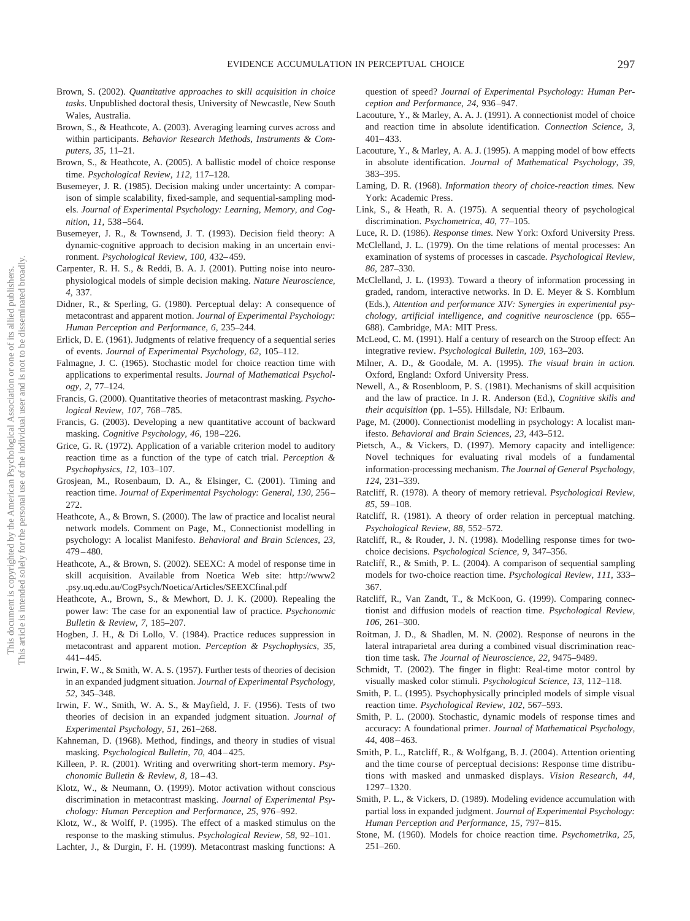Brown, S. (2002). *Quantitative approaches to skill acquisition in choice tasks.* Unpublished doctoral thesis, University of Newcastle, New South Wales, Australia.

Brown, S., & Heathcote, A. (2003). Averaging learning curves across and within participants. *Behavior Research Methods, Instruments & Computers, 35,* 11–21.

Brown, S., & Heathcote, A. (2005). A ballistic model of choice response time. *Psychological Review, 112,* 117–128.

Busemeyer, J. R. (1985). Decision making under uncertainty: A comparison of simple scalability, fixed-sample, and sequential-sampling models. *Journal of Experimental Psychology: Learning, Memory, and Cognition, 11,* 538–564.

Busemeyer, J. R., & Townsend, J. T. (1993). Decision field theory: A dynamic-cognitive approach to decision making in an uncertain environment. *Psychological Review, 100,* 432–459.

Carpenter, R. H. S., & Reddi, B. A. J. (2001). Putting noise into neurophysiological models of simple decision making. *Nature Neuroscience, 4,* 337.

Didner, R., & Sperling, G. (1980). Perceptual delay: A consequence of metacontrast and apparent motion. *Journal of Experimental Psychology: Human Perception and Performance, 6,* 235–244.

Erlick, D. E. (1961). Judgments of relative frequency of a sequential series of events. *Journal of Experimental Psychology, 62,* 105–112.

Falmagne, J. C. (1965). Stochastic model for choice reaction time with applications to experimental results. *Journal of Mathematical Psychology, 2,* 77–124.

Francis, G. (2000). Quantitative theories of metacontrast masking. *Psychological Review, 107,* 768–785.

Francis, G. (2003). Developing a new quantitative account of backward masking. *Cognitive Psychology, 46,* 198–226.

Grice, G. R. (1972). Application of a variable criterion model to auditory reaction time as a function of the type of catch trial. *Perception & Psychophysics, 12,* 103–107.

Grosjean, M., Rosenbaum, D. A., & Elsinger, C. (2001). Timing and reaction time. *Journal of Experimental Psychology: General, 130,* 256–272.

Heathcote, A., & Brown, S. (2000). The law of practice and localist neural network models. Comment on Page, M., Connectionist modelling in psychology: A localist Manifesto. *Behavioral and Brain Sciences, 23,* 479–480.

Heathcote, A., & Brown, S. (2002). SEEXC: A model of response time in skill acquisition. Available from Noetica Web site: http://www2.psy.uq.edu.au/CogPsych/Noetica/Articles/SEEXCfinal.pdf

Heathcote, A., Brown, S., & Mewhort, D. J. K. (2000). Repealing the power law: The case for an exponential law of practice. *Psychonomic Bulletin & Review, 7,* 185–207.

Hogben, J. H., & Di Lollo, V. (1984). Practice reduces suppression in metacontrast and apparent motion. *Perception & Psychophysics, 35,* 441–445.

Irwin, F. W., & Smith, W. A. S. (1957). Further tests of theories of decision in an expanded judgment situation. *Journal of Experimental Psychology, 52,* 345–348.

Irwin, F. W., Smith, W. A. S., & Mayfield, J. F. (1956). Tests of two theories of decision in an expanded judgment situation. *Journal of Experimental Psychology, 51,* 261–268.

Kahneman, D. (1968). Method, findings, and theory in studies of visual masking. *Psychological Bulletin, 70,* 404–425.

Killeen, P. R. (2001). Writing and overwriting short-term memory. *Psychonomic Bulletin & Review, 8,* 18–43.

Klotz, W., & Neumann, O. (1999). Motor activation without conscious discrimination in metacontrast masking. *Journal of Experimental Psychology: Human Perception and Performance, 25,* 976–992.

Klotz, W., & Wolff, P. (1995). The effect of a masked stimulus on the response to the masking stimulus. *Psychological Review, 58,* 92–101.

Lachter, J., & Durgin, F. H. (1999). Metacontrast masking functions: A question of speed? *Journal of Experimental Psychology: Human Perception and Performance, 24,* 936–947.

Lacouture, Y., & Marley, A. A. J. (1991). A connectionist model of choice and reaction time in absolute identification. *Connection Science, 3,* 401–433.

Lacouture, Y., & Marley, A. A. J. (1995). A mapping model of bow effects in absolute identification. *Journal of Mathematical Psychology, 39,* 383–395.

Laming, D. R. (1968). *Information theory of choice-reaction times.* New York: Academic Press.

Link, S., & Heath, R. A. (1975). A sequential theory of psychological discrimination. *Psychometrica, 40,* 77–105.

Luce, R. D. (1986). *Response times.* New York: Oxford University Press.

McClelland, J. L. (1979). On the time relations of mental processes: An examination of systems of processes in cascade. *Psychological Review, 86,* 287–330.

McClelland, J. L. (1993). Toward a theory of information processing in graded, random, interactive networks. In D. E. Meyer & S. Kornblum (Eds.), *Attention and performance XIV: Synergies in experimental psychology, artificial intelligence, and cognitive neuroscience* (pp. 655–688). Cambridge, MA: MIT Press.

McLeod, C. M. (1991). Half a century of research on the Stroop effect: An integrative review. *Psychological Bulletin, 109,* 163–203.

Milner, A. D., & Goodale, M. A. (1995). *The visual brain in action.* Oxford, England: Oxford University Press.

Newell, A., & Rosenbloom, P. S. (1981). Mechanisms of skill acquisition and the law of practice. In J. R. Anderson (Ed.), *Cognitive skills and their acquisition* (pp. 1–55). Hillsdale, NJ: Erlbaum.

Page, M. (2000). Connectionist modelling in psychology: A localist manifesto. *Behavioral and Brain Sciences, 23,* 443–512.

Pietsch, A., & Vickers, D. (1997). Memory capacity and intelligence: Novel techniques for evaluating rival models of a fundamental information-processing mechanism. *The Journal of General Psychology, 124,* 231–339.

Ratcliff, R. (1978). A theory of memory retrieval. *Psychological Review, 85,* 59–108.

Ratcliff, R. (1981). A theory of order relation in perceptual matching. *Psychological Review, 88,* 552–572.

Ratcliff, R., & Rouder, J. N. (1998). Modelling response times for two-choice decisions. *Psychological Science, 9,* 347–356.

Ratcliff, R., & Smith, P. L. (2004). A comparison of sequential sampling models for two-choice reaction time. *Psychological Review, 111,* 333–367.

Ratcliff, R., Van Zandt, T., & McKoon, G. (1999). Comparing connectionist and diffusion models of reaction time. *Psychological Review, 106,* 261–300.

Roitman, J. D., & Shadlen, M. N. (2002). Response of neurons in the lateral intraparietal area during a combined visual discrimination reaction time task. *The Journal of Neuroscience, 22,* 9475–9489.

Schmidt, T. (2002). The finger in flight: Real-time motor control by visually masked color stimuli. *Psychological Science, 13,* 112–118.

Smith, P. L. (1995). Psychophysically principled models of simple visual reaction time. *Psychological Review, 102,* 567–593.

Smith, P. L. (2000). Stochastic, dynamic models of response times and accuracy: A foundational primer. *Journal of Mathematical Psychology, 44,* 408–463.

Smith, P. L., Ratcliff, R., & Wolfgang, B. J. (2004). Attention orienting and the time course of perceptual decisions: Response time distributions with masked and unmasked displays. *Vision Research, 44,* 1297–1320.

Smith, P. L., & Vickers, D. (1989). Modeling evidence accumulation with partial loss in expanded judgment. *Journal of Experimental Psychology: Human Perception and Performance, 15,* 797–815.

Stone, M. (1960). Models for choice reaction time. *Psychometrika, 25,* 251–260.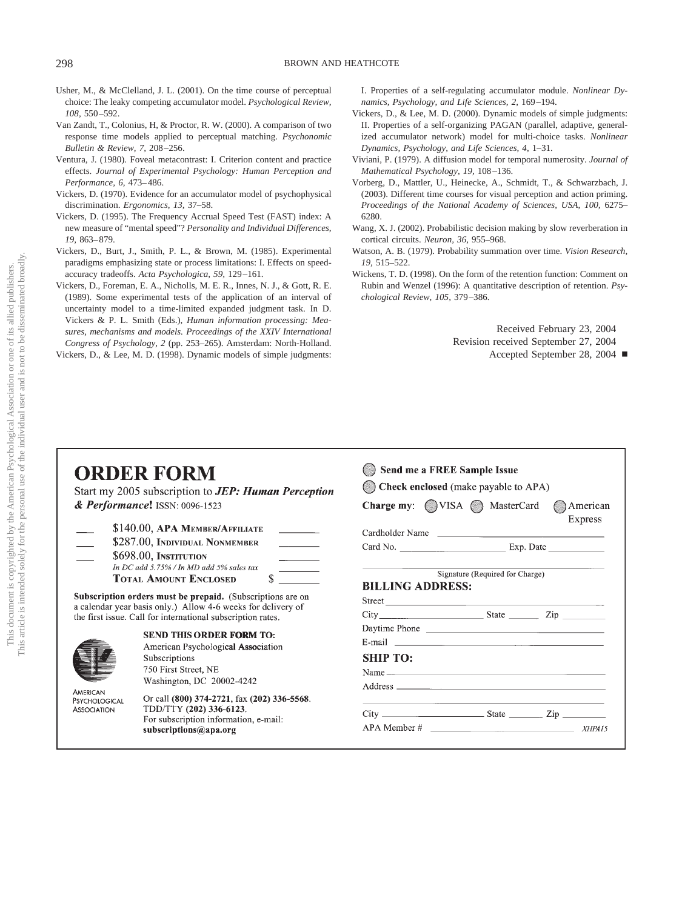Usher, M., & McClelland, J. L. (2001). On the time course of perceptual choice: The leaky competing accumulator model. *Psychological Review, 108,* 550–592.

Van Zandt, T., Colonius, H, & Proctor, R. W. (2000). A comparison of two response time models applied to perceptual matching. *Psychonomic Bulletin & Review, 7,* 208–256.

Ventura, J. (1980). Foveal metacontrast: I. Criterion content and practice effects. *Journal of Experimental Psychology: Human Perception and Performance, 6,* 473–486.

Vickers, D. (1970). Evidence for an accumulator model of psychophysical discrimination. *Ergonomics, 13,* 37–58.

Vickers, D. (1995). The Frequency Accrual Speed Test (FAST) index: A new measure of "mental speed"? *Personality and Individual Differences, 19,* 863–879.

Vickers, D., Burt, J., Smith, P. L., & Brown, M. (1985). Experimental paradigms emphasizing state or process limitations: I. Effects on speed-accuracy tradeoffs. *Acta Psychologica, 59,* 129–161.

Vickers, D., Foreman, E. A., Nicholls, M. E. R., Innes, N. J., & Gott, R. E. (1989). Some experimental tests of the application of an interval of uncertainty model to a time-limited expanded judgment task. In D. Vickers & P. L. Smith (Eds.), *Human information processing: Measures, mechanisms and models. Proceedings of the XXIV International Congress of Psychology, 2* (pp. 253–265). Amsterdam: North-Holland.

Vickers, D., & Lee, M. D. (1998). Dynamic models of simple judgments: I. Properties of a self-regulating accumulator module. *Nonlinear Dynamics, Psychology, and Life Sciences, 2,* 169–194.

Vickers, D., & Lee, M. D. (2000). Dynamic models of simple judgments: II. Properties of a self-organizing PAGAN (parallel, adaptive, generalized accumulator network) model for multi-choice tasks. *Nonlinear Dynamics, Psychology, and Life Sciences, 4,* 1–31.

Viviani, P. (1979). A diffusion model for temporal numerosity. *Journal of Mathematical Psychology, 19,* 108–136.

Vorberg, D., Mattler, U., Heinecke, A., Schmidt, T., & Schwarzbach, J. (2003). Different time courses for visual perception and action priming. *Proceedings of the National Academy of Sciences, USA, 100,* 6275–6280.

Wang, X. J. (2002). Probabilistic decision making by slow reverberation in cortical circuits. *Neuron, 36,* 955–968.

Watson, A. B. (1979). Probability summation over time. *Vision Research, 19,* 515–522.

Wickens, T. D. (1998). On the form of the retention function: Comment on Rubin and Wenzel (1996): A quantitative description of retention. *Psychological Review, 105,* 379–386.

Received February 23, 2004
Revision received September 27, 2004
Accepted September 28, 2004 ■

# ORDER FORM

Start my 2005 subscription to ***JEP: Human Perception & Performance!*** ISSN: 0096-1523

___ $140.00, **APA MEMBER/AFFILIATE** _______
___ $287.00, **INDIVIDUAL NONMEMBER** _______
___ $698.00, **INSTITUTION** _______
*In DC add 5.75% / In MD add 5% sales tax* _______
**TOTAL AMOUNT ENCLOSED** $ _______

**Subscription orders must be prepaid.** (Subscriptions are on a calendar year basis only.) Allow 4-6 weeks for delivery of the first issue. Call for international subscription rates.

AMERICAN PSYCHOLOGICAL ASSOCIATION

**SEND THIS ORDER FORM TO:**
American Psychological Association
Subscriptions
750 First Street, NE
Washington, DC 20002-4242

Or call **(800) 374-2721**, fax **(202) 336-5568**.
TDD/TTY **(202) 336-6123**.
For subscription information, e-mail:
**subscriptions@apa.org**

○ **Send me a FREE Sample Issue**

○ **Check enclosed** (make payable to APA)

**Charge my:** ○ VISA ○ MasterCard ○ American Express

Cardholder Name ____________________
Card No. ____________________ Exp. Date __________

____________________
Signature (Required for Charge)

**BILLING ADDRESS:**

Street ____________________
City __________ State ______ Zip ______
Daytime Phone ____________________
E-mail ____________________

**SHIP TO:**

Name ____________________
Address ____________________
____________________
City __________ State ______ Zip ______
APA Member # ____________________ *XHPA15*